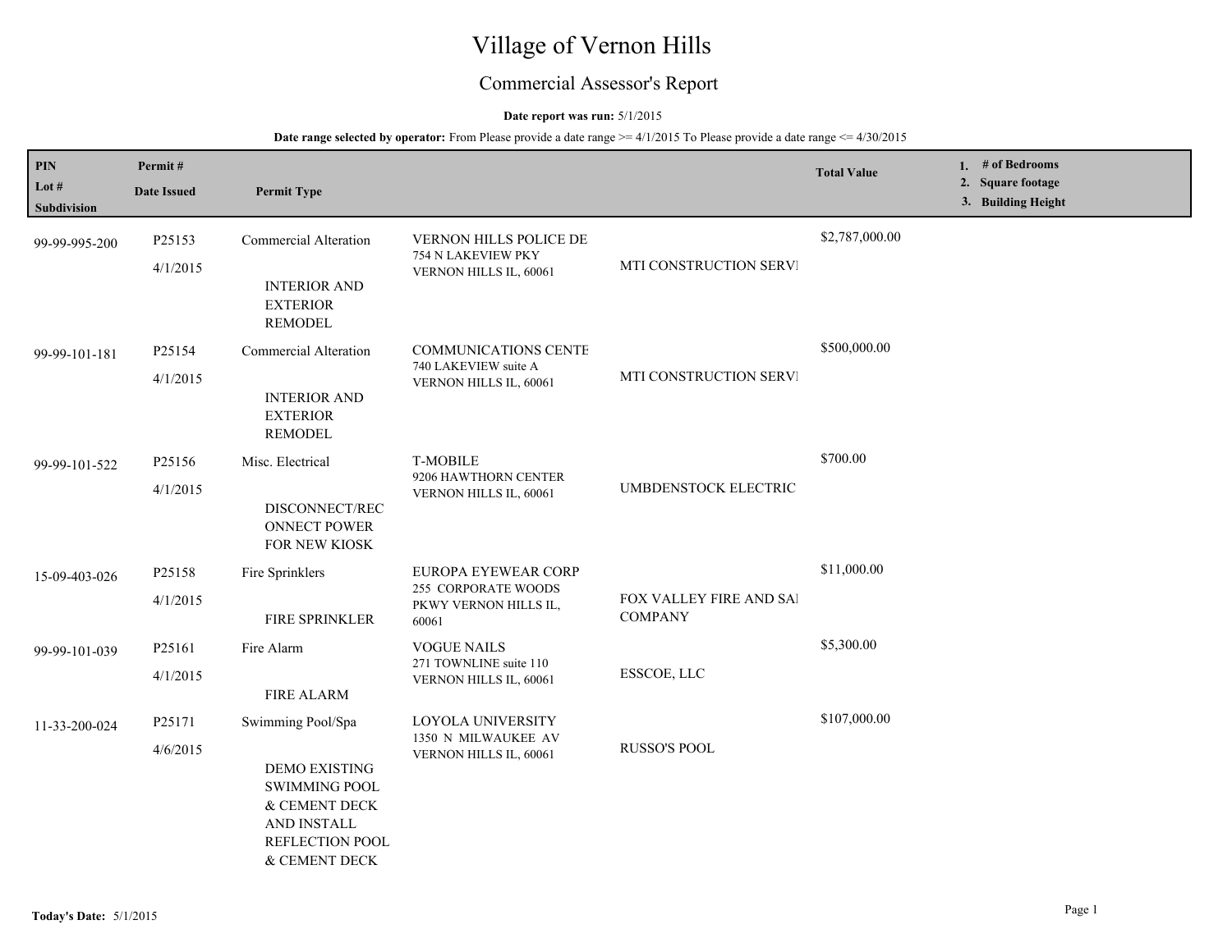# Village of Vernon Hills

## Commercial Assessor's Report

**Date report was run:** 5/1/2015

**Date range selected by operator:** From Please provide a date range >= 4/1/2015 To Please provide a date range <= 4/30/2015

| PIN / Lot # / Subdivision | Permit # / Date Issued | Permit Type | | | Total Value | 1. # of Bedrooms 2. Square footage 3. Building Height |
|---|---|---|---|---|---|---|
| 99-99-995-200 | P25153 4/1/2015 | Commercial Alteration INTERIOR AND EXTERIOR REMODEL | VERNON HILLS POLICE DE 754 N LAKEVIEW PKY VERNON HILLS IL, 60061 | MTI CONSTRUCTION SERVI | $2,787,000.00 | |
| 99-99-101-181 | P25154 4/1/2015 | Commercial Alteration INTERIOR AND EXTERIOR REMODEL | COMMUNICATIONS CENTE 740 LAKEVIEW suite A VERNON HILLS IL, 60061 | MTI CONSTRUCTION SERVI | $500,000.00 | |
| 99-99-101-522 | P25156 4/1/2015 | Misc. Electrical DISCONNECT/RECONNECT POWER FOR NEW KIOSK | T-MOBILE 9206 HAWTHORN CENTER VERNON HILLS IL, 60061 | UMBDENSTOCK ELECTRIC | $700.00 | |
| 15-09-403-026 | P25158 4/1/2015 | Fire Sprinklers FIRE SPRINKLER | EUROPA EYEWEAR CORP 255 CORPORATE WOODS PKWY VERNON HILLS IL, 60061 | FOX VALLEY FIRE AND SAI COMPANY | $11,000.00 | |
| 99-99-101-039 | P25161 4/1/2015 | Fire Alarm FIRE ALARM | VOGUE NAILS 271 TOWNLINE suite 110 VERNON HILLS IL, 60061 | ESSCOE, LLC | $5,300.00 | |
| 11-33-200-024 | P25171 4/6/2015 | Swimming Pool/Spa DEMO EXISTING SWIMMING POOL & CEMENT DECK AND INSTALL REFLECTION POOL & CEMENT DECK | LOYOLA UNIVERSITY 1350 N MILWAUKEE AV VERNON HILLS IL, 60061 | RUSSO'S POOL | $107,000.00 | |

**Today's Date:** 5/1/2015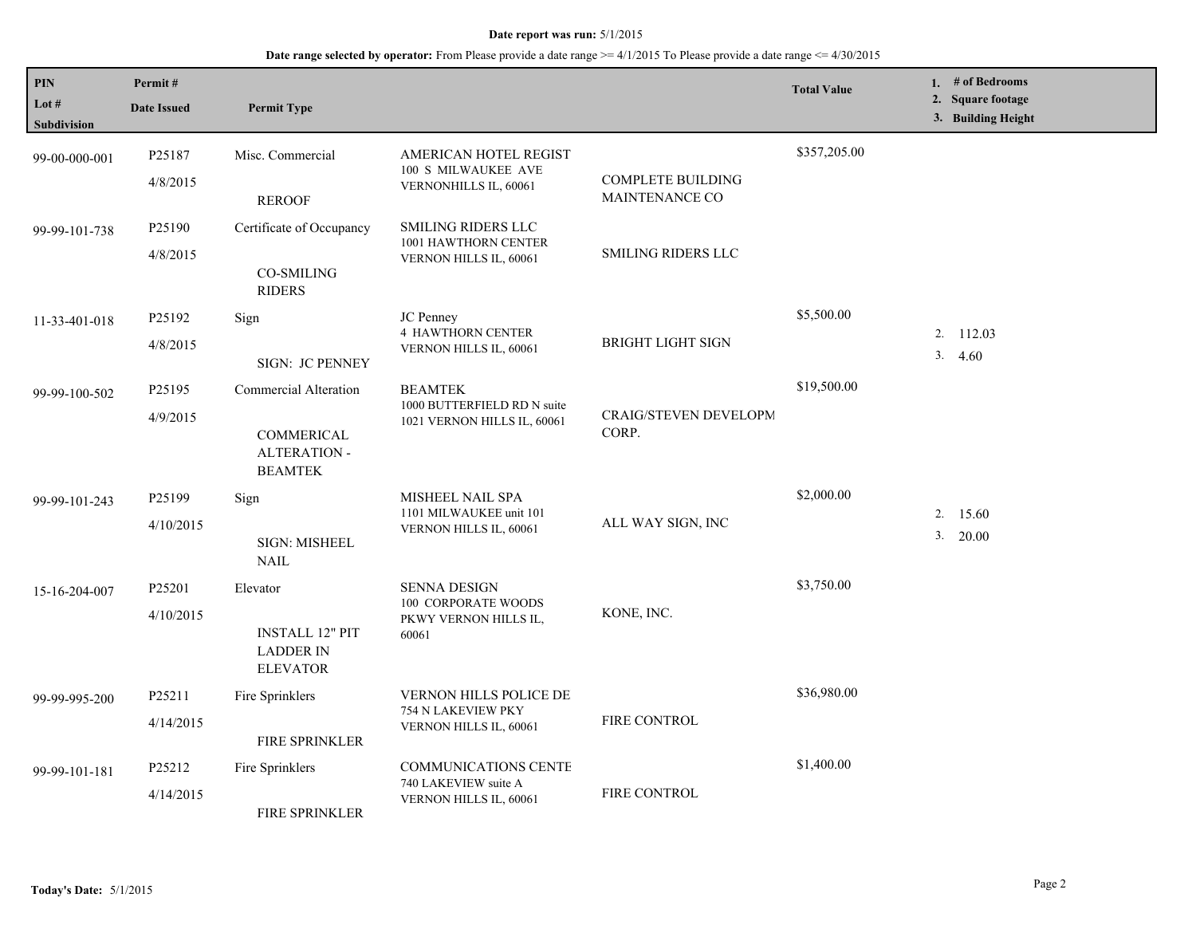**Date report was run:** 5/1/2015

**Date range selected by operator:** From Please provide a date range >= 4/1/2015 To Please provide a date range <= 4/30/2015

| PIN / Lot # / Subdivision | Permit # / Date Issued | Permit Type | | | Total Value | 1. # of Bedrooms 2. Square footage 3. Building Height |
|---|---|---|---|---|---|---|
| 99-00-000-001 | P25187 4/8/2015 | Misc. Commercial REROOF | AMERICAN HOTEL REGIST 100 S MILWAUKEE AVE VERNONHILLS IL, 60061 | COMPLETE BUILDING MAINTENANCE CO | $357,205.00 | |
| 99-99-101-738 | P25190 4/8/2015 | Certificate of Occupancy CO-SMILING RIDERS | SMILING RIDERS LLC 1001 HAWTHORN CENTER VERNON HILLS IL, 60061 | SMILING RIDERS LLC | | |
| 11-33-401-018 | P25192 4/8/2015 | Sign SIGN: JC PENNEY | JC Penney 4 HAWTHORN CENTER VERNON HILLS IL, 60061 | BRIGHT LIGHT SIGN | $5,500.00 | 2. 112.03 3. 4.60 |
| 99-99-100-502 | P25195 4/9/2015 | Commercial Alteration COMMERICAL ALTERATION - BEAMTEK | BEAMTEK 1000 BUTTERFIELD RD N suite 1021 VERNON HILLS IL, 60061 | CRAIG/STEVEN DEVELOPM CORP. | $19,500.00 | |
| 99-99-101-243 | P25199 4/10/2015 | Sign SIGN: MISHEEL NAIL | MISHEEL NAIL SPA 1101 MILWAUKEE unit 101 VERNON HILLS IL, 60061 | ALL WAY SIGN, INC | $2,000.00 | 2. 15.60 3. 20.00 |
| 15-16-204-007 | P25201 4/10/2015 | Elevator INSTALL 12" PIT LADDER IN ELEVATOR | SENNA DESIGN 100 CORPORATE WOODS PKWY VERNON HILLS IL, 60061 | KONE, INC. | $3,750.00 | |
| 99-99-995-200 | P25211 4/14/2015 | Fire Sprinklers FIRE SPRINKLER | VERNON HILLS POLICE DE 754 N LAKEVIEW PKY VERNON HILLS IL, 60061 | FIRE CONTROL | $36,980.00 | |
| 99-99-101-181 | P25212 4/14/2015 | Fire Sprinklers FIRE SPRINKLER | COMMUNICATIONS CENTE 740 LAKEVIEW suite A VERNON HILLS IL, 60061 | FIRE CONTROL | $1,400.00 | |

**Today's Date:** 5/1/2015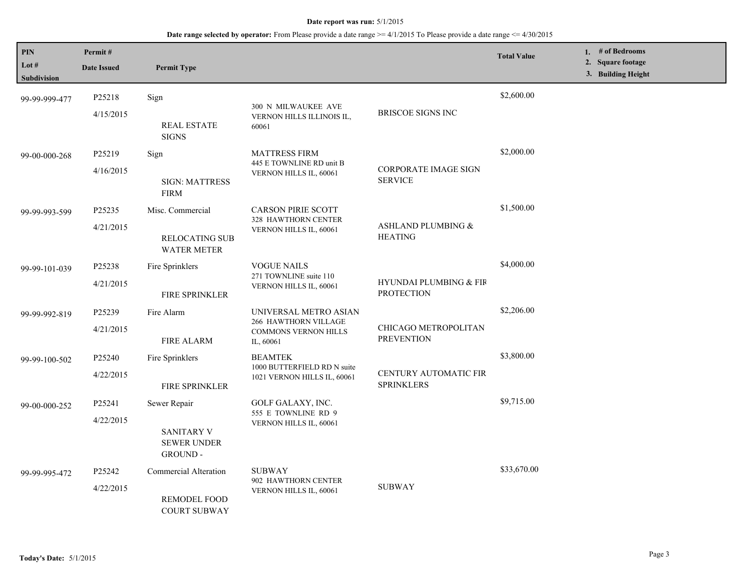**Date report was run:** 5/1/2015

**Date range selected by operator:** From Please provide a date range >= 4/1/2015 To Please provide a date range <= 4/30/2015

| PIN / Lot # / Subdivision | Permit # / Date Issued | Permit Type | | | Total Value | 1. # of Bedrooms 2. Square footage 3. Building Height |
|---|---|---|---|---|---|---|
| 99-99-999-477 | P25218 4/15/2015 | Sign REAL ESTATE SIGNS | 300 N MILWAUKEE AVE VERNON HILLS ILLINOIS IL, 60061 | BRISCOE SIGNS INC | $2,600.00 | |
| 99-00-000-268 | P25219 4/16/2015 | Sign SIGN: MATTRESS FIRM | MATTRESS FIRM 445 E TOWNLINE RD unit B VERNON HILLS IL, 60061 | CORPORATE IMAGE SIGN SERVICE | $2,000.00 | |
| 99-99-993-599 | P25235 4/21/2015 | Misc. Commercial RELOCATING SUB WATER METER | CARSON PIRIE SCOTT 328 HAWTHORN CENTER VERNON HILLS IL, 60061 | ASHLAND PLUMBING & HEATING | $1,500.00 | |
| 99-99-101-039 | P25238 4/21/2015 | Fire Sprinklers FIRE SPRINKLER | VOGUE NAILS 271 TOWNLINE suite 110 VERNON HILLS IL, 60061 | HYUNDAI PLUMBING & FIR PROTECTION | $4,000.00 | |
| 99-99-992-819 | P25239 4/21/2015 | Fire Alarm FIRE ALARM | UNIVERSAL METRO ASIAN 266 HAWTHORN VILLAGE COMMONS VERNON HILLS IL, 60061 | CHICAGO METROPOLITAN PREVENTION | $2,206.00 | |
| 99-99-100-502 | P25240 4/22/2015 | Fire Sprinklers FIRE SPRINKLER | BEAMTEK 1000 BUTTERFIELD RD N suite 1021 VERNON HILLS IL, 60061 | CENTURY AUTOMATIC FIR SPRINKLERS | $3,800.00 | |
| 99-00-000-252 | P25241 4/22/2015 | Sewer Repair SANITARY V SEWER UNDER GROUND - | GOLF GALAXY, INC. 555 E TOWNLINE RD 9 VERNON HILLS IL, 60061 | | $9,715.00 | |
| 99-99-995-472 | P25242 4/22/2015 | Commercial Alteration REMODEL FOOD COURT SUBWAY | SUBWAY 902 HAWTHORN CENTER VERNON HILLS IL, 60061 | SUBWAY | $33,670.00 | |

**Today's Date:** 5/1/2015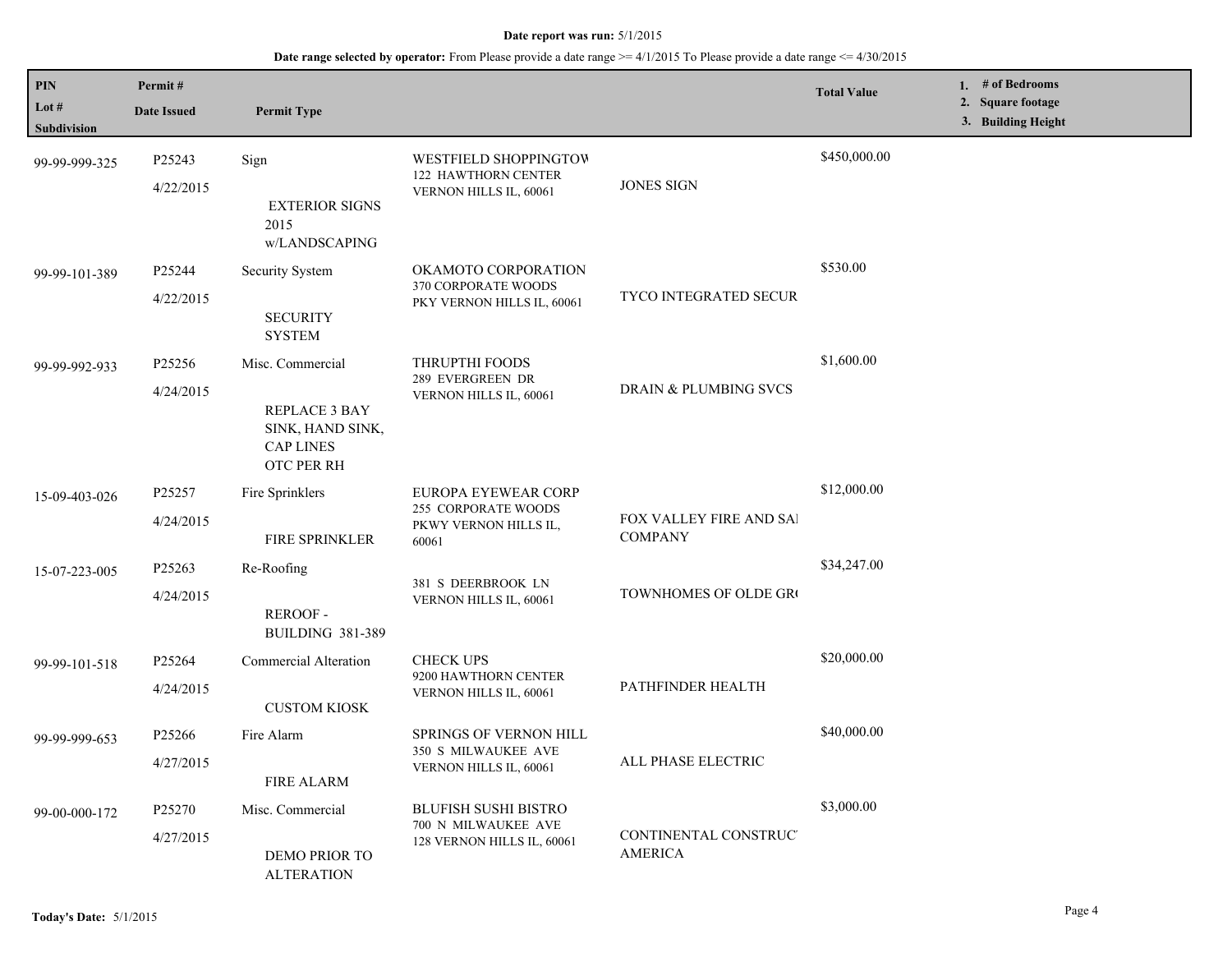**Date report was run:** 5/1/2015

**Date range selected by operator:** From Please provide a date range >= 4/1/2015 To Please provide a date range <= 4/30/2015

| PIN<br>Lot #<br>Subdivision | Permit #<br>Date Issued | Permit Type | | | Total Value | 1. # of Bedrooms<br>2. Square footage<br>3. Building Height |
|---|---|---|---|---|---|---|
| 99-99-999-325 | P25243<br>4/22/2015 | Sign<br>EXTERIOR SIGNS 2015 w/LANDSCAPING | WESTFIELD SHOPPINGTOW<br>122 HAWTHORN CENTER<br>VERNON HILLS IL, 60061 | JONES SIGN | $450,000.00 | |
| 99-99-101-389 | P25244<br>4/22/2015 | Security System<br>SECURITY SYSTEM | OKAMOTO CORPORATION<br>370 CORPORATE WOODS PKY VERNON HILLS IL, 60061 | TYCO INTEGRATED SECUR | $530.00 | |
| 99-99-992-933 | P25256<br>4/24/2015 | Misc. Commercial<br>REPLACE 3 BAY SINK, HAND SINK, CAP LINES OTC PER RH | THRUPTHI FOODS<br>289 EVERGREEN DR<br>VERNON HILLS IL, 60061 | DRAIN & PLUMBING SVCS | $1,600.00 | |
| 15-09-403-026 | P25257<br>4/24/2015 | Fire Sprinklers<br>FIRE SPRINKLER | EUROPA EYEWEAR CORP<br>255 CORPORATE WOODS PKWY VERNON HILLS IL, 60061 | FOX VALLEY FIRE AND SAI COMPANY | $12,000.00 | |
| 15-07-223-005 | P25263<br>4/24/2015 | Re-Roofing<br>REROOF - BUILDING 381-389 | 381 S DEERBROOK LN<br>VERNON HILLS IL, 60061 | TOWNHOMES OF OLDE GR( | $34,247.00 | |
| 99-99-101-518 | P25264<br>4/24/2015 | Commercial Alteration<br>CUSTOM KIOSK | CHECK UPS<br>9200 HAWTHORN CENTER<br>VERNON HILLS IL, 60061 | PATHFINDER HEALTH | $20,000.00 | |
| 99-99-999-653 | P25266<br>4/27/2015 | Fire Alarm<br>FIRE ALARM | SPRINGS OF VERNON HILL<br>350 S MILWAUKEE AVE<br>VERNON HILLS IL, 60061 | ALL PHASE ELECTRIC | $40,000.00 | |
| 99-00-000-172 | P25270<br>4/27/2015 | Misc. Commercial<br>DEMO PRIOR TO ALTERATION | BLUFISH SUSHI BISTRO<br>700 N MILWAUKEE AVE<br>128 VERNON HILLS IL, 60061 | CONTINENTAL CONSTRUC' AMERICA | $3,000.00 | |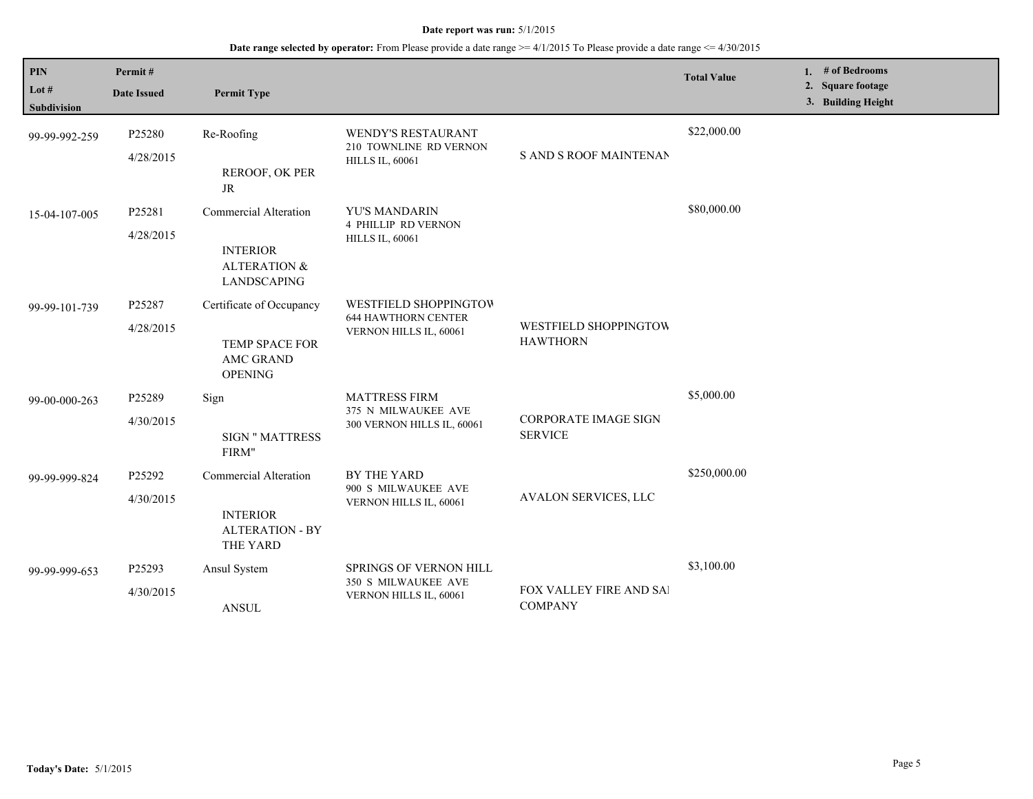**Date report was run:** 5/1/2015

**Date range selected by operator:** From Please provide a date range >= 4/1/2015 To Please provide a date range <= 4/30/2015

| PIN / Lot # / Subdivision | Permit # / Date Issued | Permit Type | | | Total Value | 1. # of Bedrooms 2. Square footage 3. Building Height |
|---|---|---|---|---|---|---|
| 99-99-992-259 | P25280 4/28/2015 | Re-Roofing REROOF, OK PER JR | WENDY'S RESTAURANT 210 TOWNLINE RD VERNON HILLS IL, 60061 | S AND S ROOF MAINTENAN | $22,000.00 | |
| 15-04-107-005 | P25281 4/28/2015 | Commercial Alteration INTERIOR ALTERATION & LANDSCAPING | YU'S MANDARIN 4 PHILLIP RD VERNON HILLS IL, 60061 | | $80,000.00 | |
| 99-99-101-739 | P25287 4/28/2015 | Certificate of Occupancy TEMP SPACE FOR AMC GRAND OPENING | WESTFIELD SHOPPINGTOW 644 HAWTHORN CENTER VERNON HILLS IL, 60061 | WESTFIELD SHOPPINGTOW HAWTHORN | | |
| 99-00-000-263 | P25289 4/30/2015 | Sign SIGN " MATTRESS FIRM" | MATTRESS FIRM 375 N MILWAUKEE AVE 300 VERNON HILLS IL, 60061 | CORPORATE IMAGE SIGN SERVICE | $5,000.00 | |
| 99-99-999-824 | P25292 4/30/2015 | Commercial Alteration INTERIOR ALTERATION - BY THE YARD | BY THE YARD 900 S MILWAUKEE AVE VERNON HILLS IL, 60061 | AVALON SERVICES, LLC | $250,000.00 | |
| 99-99-999-653 | P25293 4/30/2015 | Ansul System ANSUL | SPRINGS OF VERNON HILL 350 S MILWAUKEE AVE VERNON HILLS IL, 60061 | FOX VALLEY FIRE AND SAI COMPANY | $3,100.00 | |

**Today's Date:** 5/1/2015